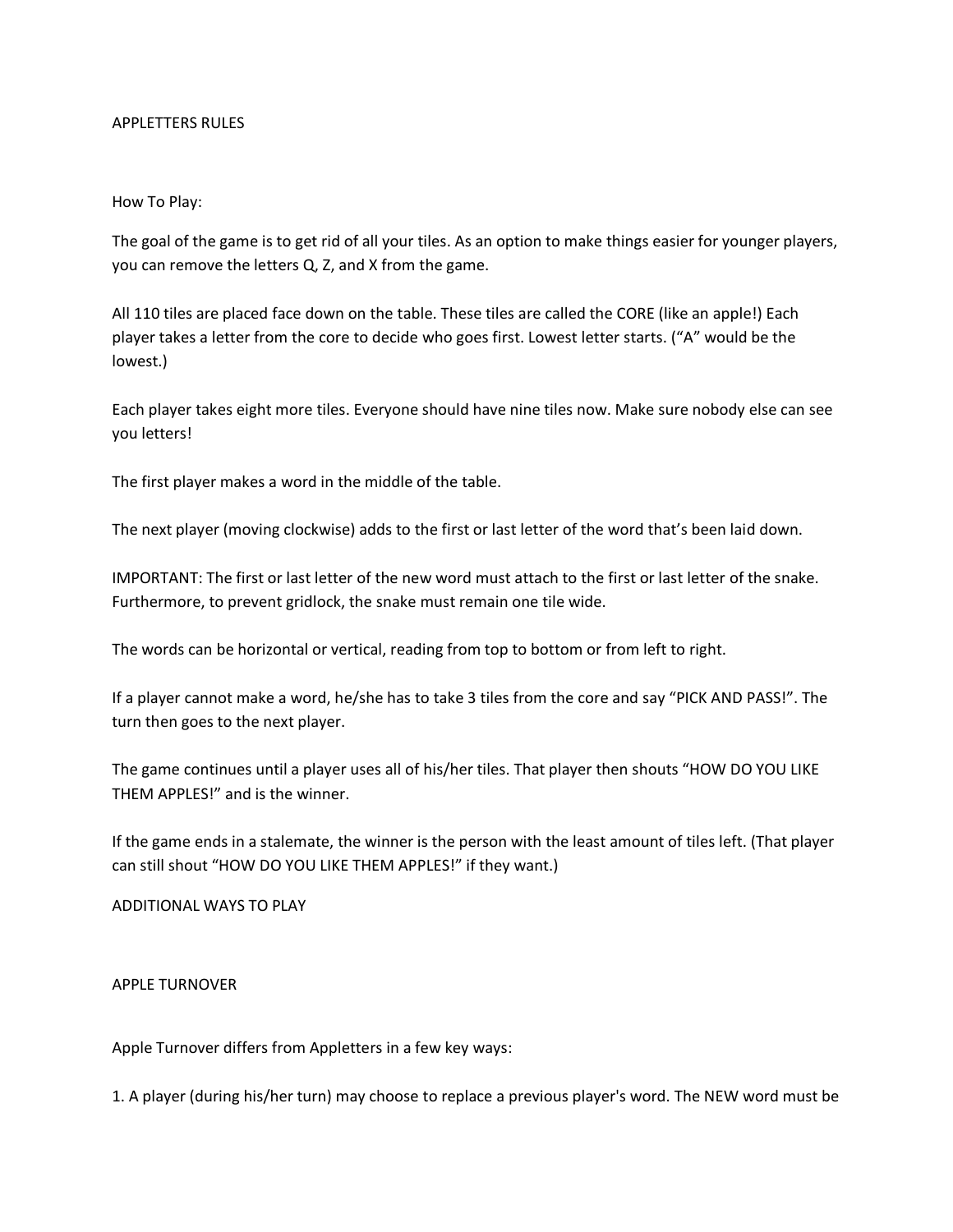# APPLETTERS RULES

## How To Play:

The goal of the game is to get rid of all your tiles. As an option to make things easier for younger players, you can remove the letters Q, Z, and X from the game.

All 110 tiles are placed face down on the table. These tiles are called the CORE (like an apple!) Each player takes a letter from the core to decide who goes first. Lowest letter starts. ("A" would be the lowest.)

Each player takes eight more tiles. Everyone should have nine tiles now. Make sure nobody else can see you letters!

The first player makes a word in the middle of the table.

The next player (moving clockwise) adds to the first or last letter of the word that's been laid down.

IMPORTANT: The first or last letter of the new word must attach to the first or last letter of the snake. Furthermore, to prevent gridlock, the snake must remain one tile wide.

The words can be horizontal or vertical, reading from top to bottom or from left to right.

If a player cannot make a word, he/she has to take 3 tiles from the core and say "PICK AND PASS!". The turn then goes to the next player.

The game continues until a player uses all of his/her tiles. That player then shouts "HOW DO YOU LIKE THEM APPLES!" and is the winner.

If the game ends in a stalemate, the winner is the person with the least amount of tiles left. (That player can still shout "HOW DO YOU LIKE THEM APPLES!" if they want.)

## ADDITIONAL WAYS TO PLAY

### APPLE TURNOVER

Apple Turnover differs from Appletters in a few key ways:

1. A player (during his/her turn) may choose to replace a previous player's word. The NEW word must be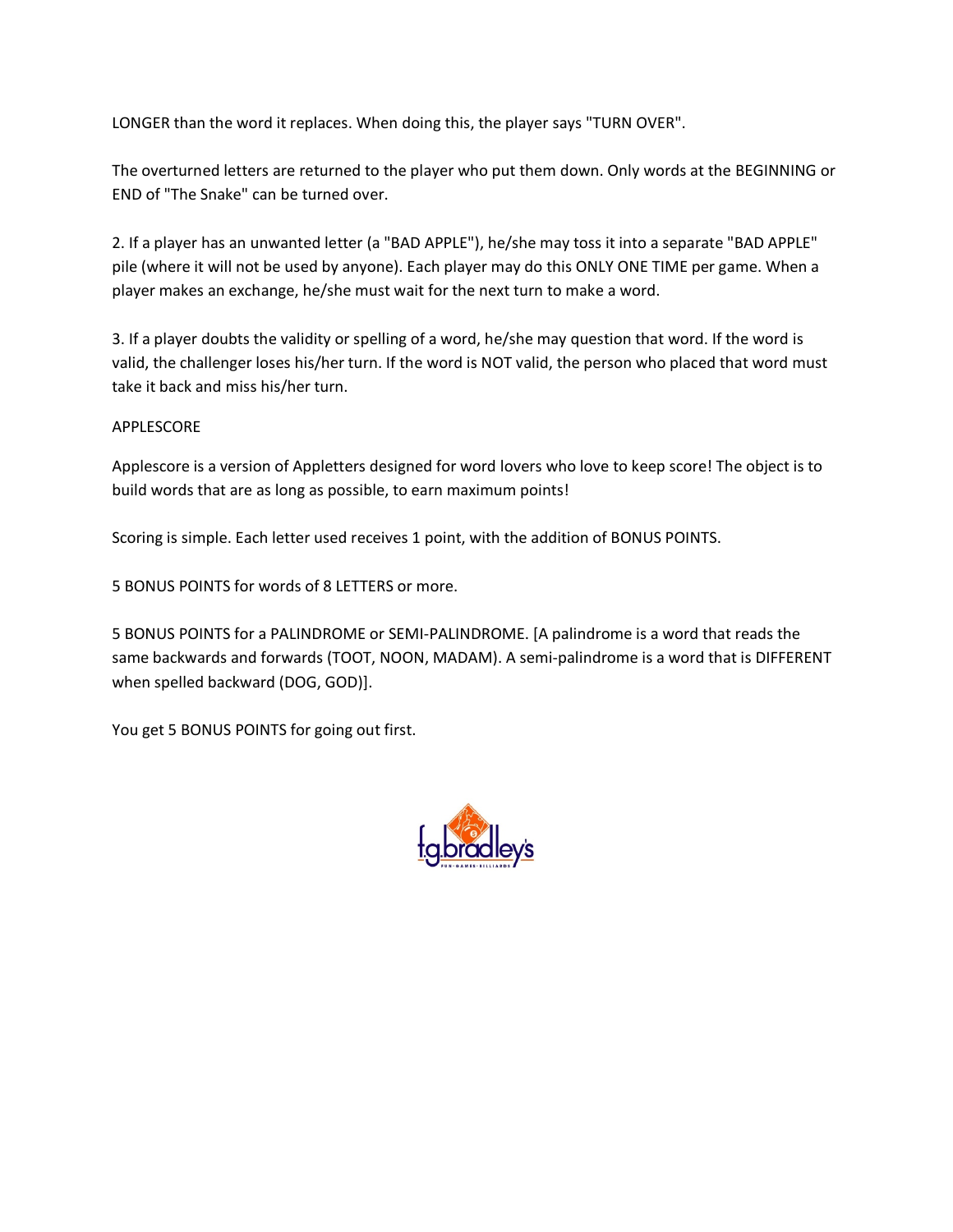LONGER than the word it replaces. When doing this, the player says "TURN OVER".

The overturned letters are returned to the player who put them down. Only words at the BEGINNING or END of "The Snake" can be turned over.

2. If a player has an unwanted letter (a "BAD APPLE"), he/she may toss it into a separate "BAD APPLE" pile (where it will not be used by anyone). Each player may do this ONLY ONE TIME per game. When a player makes an exchange, he/she must wait for the next turn to make a word.

3. If a player doubts the validity or spelling of a word, he/she may question that word. If the word is valid, the challenger loses his/her turn. If the word is NOT valid, the person who placed that word must take it back and miss his/her turn.

## APPLESCORE

Applescore is a version of Appletters designed for word lovers who love to keep score! The object is to build words that are as long as possible, to earn maximum points!

Scoring is simple. Each letter used receives 1 point, with the addition of BONUS POINTS.

5 BONUS POINTS for words of 8 LETTERS or more.

5 BONUS POINTS for a PALINDROME or SEMI-PALINDROME. [A palindrome is a word that reads the same backwards and forwards (TOOT, NOON, MADAM). A semi-palindrome is a word that is DIFFERENT when spelled backward (DOG, GOD)].

You get 5 BONUS POINTS for going out first.

f.g.bradley's